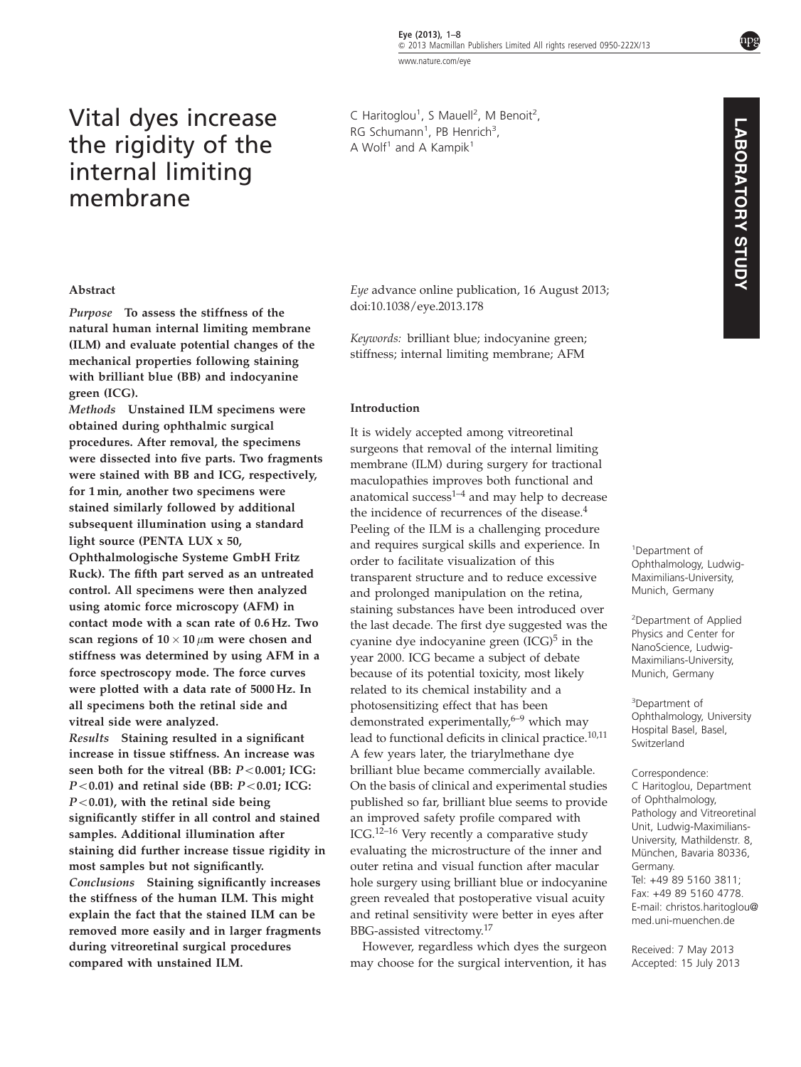# Vital dyes increase the rigidity of the internal limiting membrane

C Haritoglou[1], S Mauell[2], M Benoit[2], RG Schumann[1], PB Henrich[3], A Wolf[1] and A Kampik[1]

LABORATORY STUDY

## Abstract

*Purpose* **To assess the stiffness of the natural human internal limiting membrane (ILM) and evaluate potential changes of the mechanical properties following staining with brilliant blue (BB) and indocyanine green (ICG).**

*Methods* **Unstained ILM specimens were obtained during ophthalmic surgical procedures. After removal, the specimens were dissected into five parts. Two fragments were stained with BB and ICG, respectively, for 1 min, another two specimens were stained similarly followed by additional subsequent illumination using a standard light source (PENTA LUX x 50, Ophthalmologische Systeme GmbH Fritz Ruck). The fifth part served as an untreated control. All specimens were then analyzed using atomic force microscopy (AFM) in contact mode with a scan rate of 0.6 Hz. Two scan regions of $10 \times 10\,\mu$m were chosen and stiffness was determined by using AFM in a force spectroscopy mode. The force curves were plotted with a data rate of 5000 Hz. In all specimens both the retinal side and vitreal side were analyzed.**

*Results* **Staining resulted in a significant increase in tissue stiffness. An increase was seen both for the vitreal (BB: $P<0.001$; ICG: $P<0.01$) and retinal side (BB: $P<0.01$; ICG: $P<0.01$), with the retinal side being significantly stiffer in all control and stained samples. Additional illumination after staining did further increase tissue rigidity in most samples but not significantly.**

*Conclusions* **Staining significantly increases the stiffness of the human ILM. This might explain the fact that the stained ILM can be removed more easily and in larger fragments during vitreoretinal surgical procedures compared with unstained ILM.**

*Eye* advance online publication, 16 August 2013; doi:10.1038/eye.2013.178

*Keywords:* brilliant blue; indocyanine green; stiffness; internal limiting membrane; AFM

## Introduction

It is widely accepted among vitreoretinal surgeons that removal of the internal limiting membrane (ILM) during surgery for tractional maculopathies improves both functional and anatomical success[1–4] and may help to decrease the incidence of recurrences of the disease.[4] Peeling of the ILM is a challenging procedure and requires surgical skills and experience. In order to facilitate visualization of this transparent structure and to reduce excessive and prolonged manipulation on the retina, staining substances have been introduced over the last decade. The first dye suggested was the cyanine dye indocyanine green (ICG)[5] in the year 2000. ICG became a subject of debate because of its potential toxicity, most likely related to its chemical instability and a photosensitizing effect that has been demonstrated experimentally,[6–9] which may lead to functional deficits in clinical practice.[10,11] A few years later, the triarylmethane dye brilliant blue became commercially available. On the basis of clinical and experimental studies published so far, brilliant blue seems to provide an improved safety profile compared with ICG.[12–16] Very recently a comparative study evaluating the microstructure of the inner and outer retina and visual function after macular hole surgery using brilliant blue or indocyanine green revealed that postoperative visual acuity and retinal sensitivity were better in eyes after BBG-assisted vitrectomy.[17]

However, regardless which dyes the surgeon may choose for the surgical intervention, it has

[1]Department of Ophthalmology, Ludwig-Maximilians-University, Munich, Germany

[2]Department of Applied Physics and Center for NanoScience, Ludwig-Maximilians-University, Munich, Germany

[3]Department of Ophthalmology, University Hospital Basel, Basel, Switzerland

Correspondence: C Haritoglou, Department of Ophthalmology, Pathology and Vitreoretinal Unit, Ludwig-Maximilians-University, Mathildenstr. 8, München, Bavaria 80336, Germany. Tel: +49 89 5160 3811; Fax: +49 89 5160 4778. E-mail: christos.haritoglou@med.uni-muenchen.de

Received: 7 May 2013
Accepted: 15 July 2013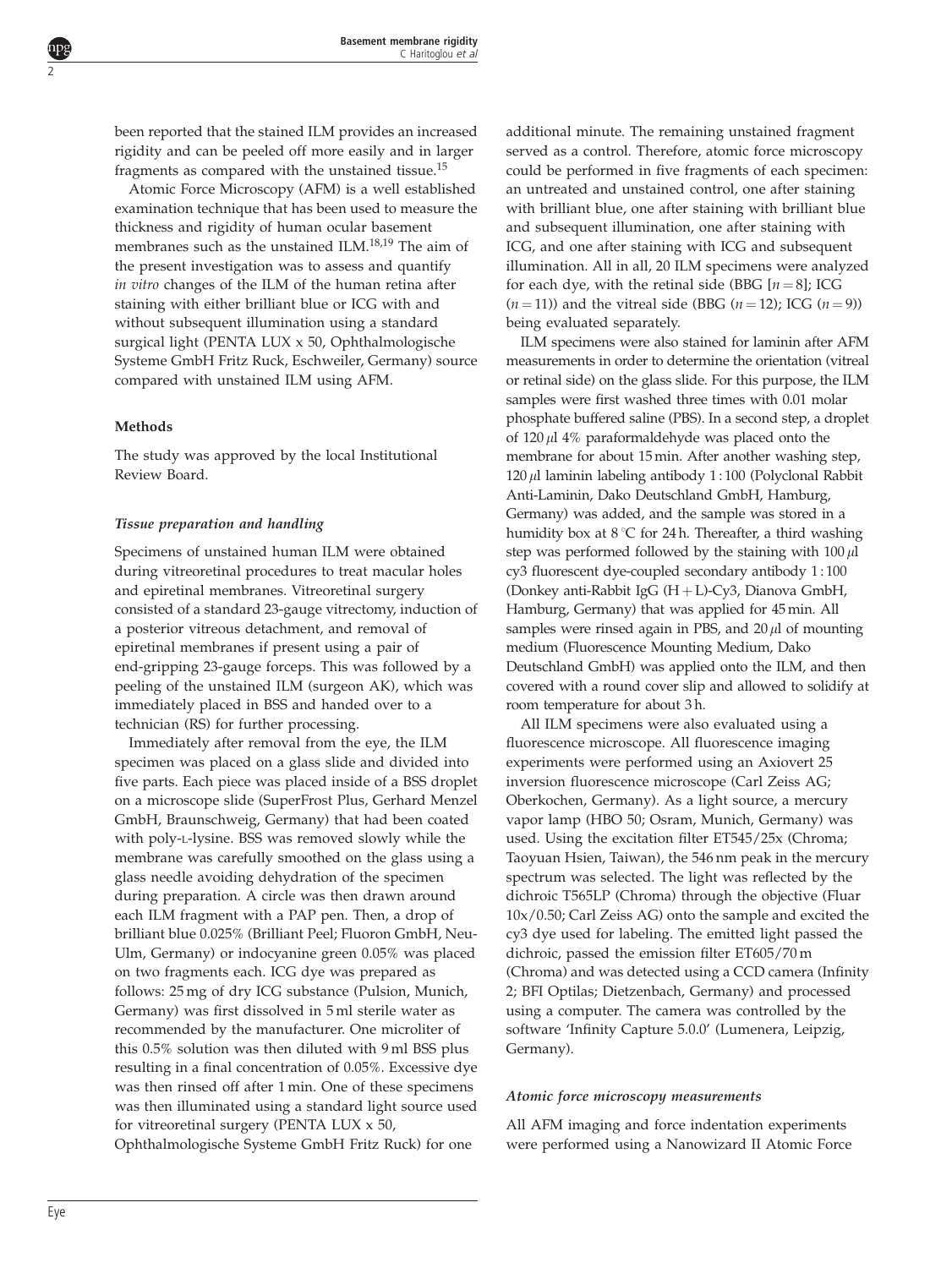been reported that the stained ILM provides an increased rigidity and can be peeled off more easily and in larger fragments as compared with the unstained tissue.[15]

Atomic Force Microscopy (AFM) is a well established examination technique that has been used to measure the thickness and rigidity of human ocular basement membranes such as the unstained ILM.[18,19] The aim of the present investigation was to assess and quantify *in vitro* changes of the ILM of the human retina after staining with either brilliant blue or ICG with and without subsequent illumination using a standard surgical light (PENTA LUX x 50, Ophthalmologische Systeme GmbH Fritz Ruck, Eschweiler, Germany) source compared with unstained ILM using AFM.

## Methods

The study was approved by the local Institutional Review Board.

### *Tissue preparation and handling*

Specimens of unstained human ILM were obtained during vitreoretinal procedures to treat macular holes and epiretinal membranes. Vitreoretinal surgery consisted of a standard 23-gauge vitrectomy, induction of a posterior vitreous detachment, and removal of epiretinal membranes if present using a pair of end-gripping 23-gauge forceps. This was followed by a peeling of the unstained ILM (surgeon AK), which was immediately placed in BSS and handed over to a technician (RS) for further processing.

Immediately after removal from the eye, the ILM specimen was placed on a glass slide and divided into five parts. Each piece was placed inside of a BSS droplet on a microscope slide (SuperFrost Plus, Gerhard Menzel GmbH, Braunschweig, Germany) that had been coated with poly-L-lysine. BSS was removed slowly while the membrane was carefully smoothed on the glass using a glass needle avoiding dehydration of the specimen during preparation. A circle was then drawn around each ILM fragment with a PAP pen. Then, a drop of brilliant blue 0.025% (Brilliant Peel; Fluoron GmbH, Neu-Ulm, Germany) or indocyanine green 0.05% was placed on two fragments each. ICG dye was prepared as follows: 25 mg of dry ICG substance (Pulsion, Munich, Germany) was first dissolved in 5 ml sterile water as recommended by the manufacturer. One microliter of this 0.5% solution was then diluted with 9 ml BSS plus resulting in a final concentration of 0.05%. Excessive dye was then rinsed off after 1 min. One of these specimens was then illuminated using a standard light source used for vitreoretinal surgery (PENTA LUX x 50, Ophthalmologische Systeme GmbH Fritz Ruck) for one additional minute. The remaining unstained fragment served as a control. Therefore, atomic force microscopy could be performed in five fragments of each specimen: an untreated and unstained control, one after staining with brilliant blue, one after staining with brilliant blue and subsequent illumination, one after staining with ICG, and one after staining with ICG and subsequent illumination. All in all, 20 ILM specimens were analyzed for each dye, with the retinal side (BBG [$n = 8$]; ICG ($n = 11$)) and the vitreal side (BBG ($n = 12$); ICG ($n = 9$)) being evaluated separately.

ILM specimens were also stained for laminin after AFM measurements in order to determine the orientation (vitreal or retinal side) on the glass slide. For this purpose, the ILM samples were first washed three times with 0.01 molar phosphate buffered saline (PBS). In a second step, a droplet of 120 $\mu$l 4% paraformaldehyde was placed onto the membrane for about 15 min. After another washing step, 120 $\mu$l laminin labeling antibody 1 : 100 (Polyclonal Rabbit Anti-Laminin, Dako Deutschland GmbH, Hamburg, Germany) was added, and the sample was stored in a humidity box at 8 °C for 24 h. Thereafter, a third washing step was performed followed by the staining with 100 $\mu$l cy3 fluorescent dye-coupled secondary antibody 1 : 100 (Donkey anti-Rabbit IgG (H + L)-Cy3, Dianova GmbH, Hamburg, Germany) that was applied for 45 min. All samples were rinsed again in PBS, and 20 $\mu$l of mounting medium (Fluorescence Mounting Medium, Dako Deutschland GmbH) was applied onto the ILM, and then covered with a round cover slip and allowed to solidify at room temperature for about 3 h.

All ILM specimens were also evaluated using a fluorescence microscope. All fluorescence imaging experiments were performed using an Axiovert 25 inversion fluorescence microscope (Carl Zeiss AG; Oberkochen, Germany). As a light source, a mercury vapor lamp (HBO 50; Osram, Munich, Germany) was used. Using the excitation filter ET545/25x (Chroma; Taoyuan Hsien, Taiwan), the 546 nm peak in the mercury spectrum was selected. The light was reflected by the dichroic T565LP (Chroma) through the objective (Fluar 10x/0.50; Carl Zeiss AG) onto the sample and excited the cy3 dye used for labeling. The emitted light passed the dichroic, passed the emission filter ET605/70 m (Chroma) and was detected using a CCD camera (Infinity 2; BFI Optilas; Dietzenbach, Germany) and processed using a computer. The camera was controlled by the software 'Infinity Capture 5.0.0' (Lumenera, Leipzig, Germany).

### *Atomic force microscopy measurements*

All AFM imaging and force indentation experiments were performed using a Nanowizard II Atomic Force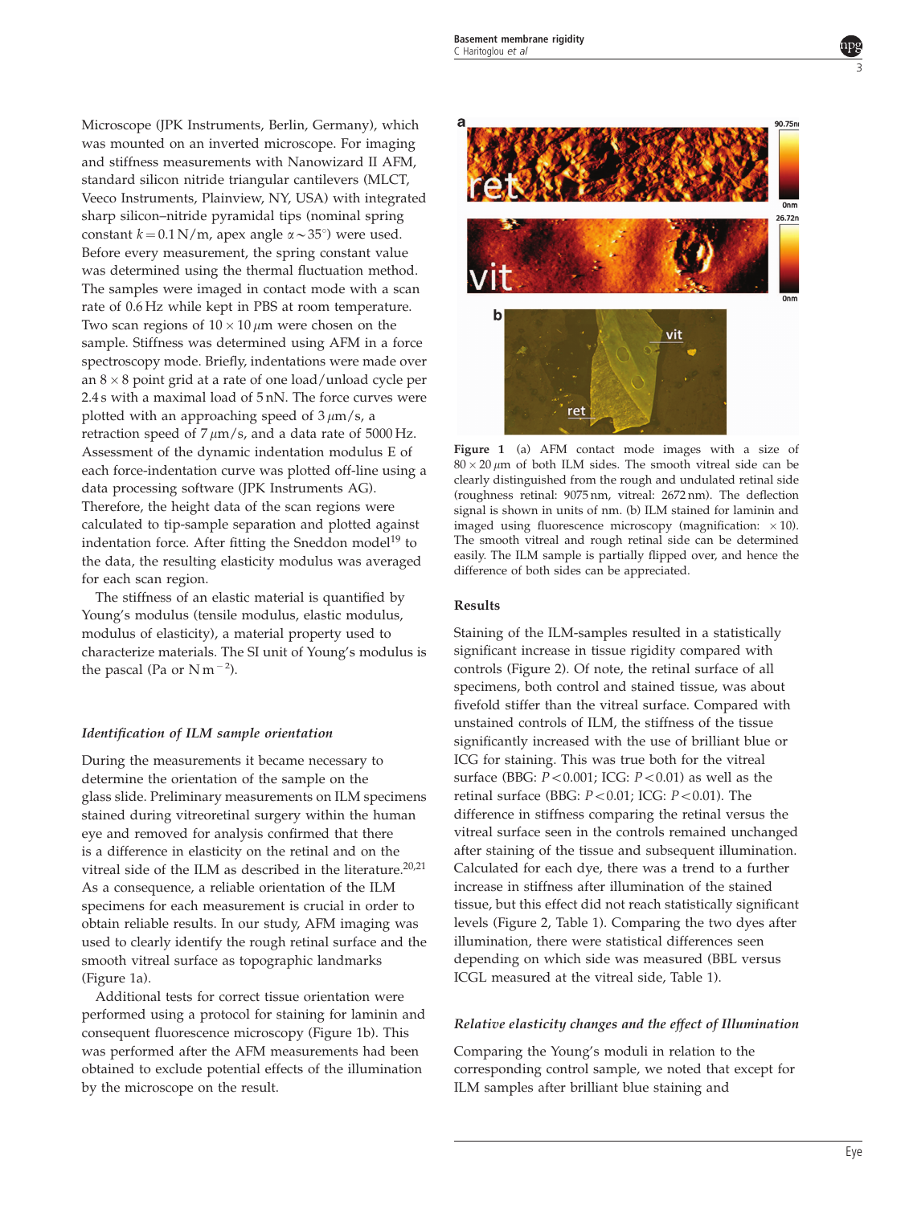Microscope (JPK Instruments, Berlin, Germany), which was mounted on an inverted microscope. For imaging and stiffness measurements with Nanowizard II AFM, standard silicon nitride triangular cantilevers (MLCT, Veeco Instruments, Plainview, NY, USA) with integrated sharp silicon–nitride pyramidal tips (nominal spring constant $k = 0.1$ N/m, apex angle $\alpha \sim 35°$) were used. Before every measurement, the spring constant value was determined using the thermal fluctuation method. The samples were imaged in contact mode with a scan rate of 0.6 Hz while kept in PBS at room temperature. Two scan regions of $10 \times 10\,\mu$m were chosen on the sample. Stiffness was determined using AFM in a force spectroscopy mode. Briefly, indentations were made over an $8 \times 8$ point grid at a rate of one load/unload cycle per 2.4 s with a maximal load of 5 nN. The force curves were plotted with an approaching speed of $3\,\mu$m/s, a retraction speed of $7\,\mu$m/s, and a data rate of 5000 Hz. Assessment of the dynamic indentation modulus E of each force-indentation curve was plotted off-line using a data processing software (JPK Instruments AG). Therefore, the height data of the scan regions were calculated to tip-sample separation and plotted against indentation force. After fitting the Sneddon model[19] to the data, the resulting elasticity modulus was averaged for each scan region.

The stiffness of an elastic material is quantified by Young's modulus (tensile modulus, elastic modulus, modulus of elasticity), a material property used to characterize materials. The SI unit of Young's modulus is the pascal (Pa or N m$^{-2}$).

### *Identification of ILM sample orientation*

During the measurements it became necessary to determine the orientation of the sample on the glass slide. Preliminary measurements on ILM specimens stained during vitreoretinal surgery within the human eye and removed for analysis confirmed that there is a difference in elasticity on the retinal and on the vitreal side of the ILM as described in the literature.[20,21] As a consequence, a reliable orientation of the ILM specimens for each measurement is crucial in order to obtain reliable results. In our study, AFM imaging was used to clearly identify the rough retinal surface and the smooth vitreal surface as topographic landmarks (Figure 1a).

Additional tests for correct tissue orientation were performed using a protocol for staining for laminin and consequent fluorescence microscopy (Figure 1b). This was performed after the AFM measurements had been obtained to exclude potential effects of the illumination by the microscope on the result.

**Figure 1** (a) AFM contact mode images with a size of $80 \times 20\,\mu$m of both ILM sides. The smooth vitreal side can be clearly distinguished from the rough and undulated retinal side (roughness retinal: 9075 nm, vitreal: 2672 nm). The deflection signal is shown in units of nm. (b) ILM stained for laminin and imaged using fluorescence microscopy (magnification: $\times 10$). The smooth vitreal and rough retinal side can be determined easily. The ILM sample is partially flipped over, and hence the difference of both sides can be appreciated.

## Results

Staining of the ILM-samples resulted in a statistically significant increase in tissue rigidity compared with controls (Figure 2). Of note, the retinal surface of all specimens, both control and stained tissue, was about fivefold stiffer than the vitreal surface. Compared with unstained controls of ILM, the stiffness of the tissue significantly increased with the use of brilliant blue or ICG for staining. This was true both for the vitreal surface (BBG: $P < 0.001$; ICG: $P < 0.01$) as well as the retinal surface (BBG: $P < 0.01$; ICG: $P < 0.01$). The difference in stiffness comparing the retinal versus the vitreal surface seen in the controls remained unchanged after staining of the tissue and subsequent illumination. Calculated for each dye, there was a trend to a further increase in stiffness after illumination of the stained tissue, but this effect did not reach statistically significant levels (Figure 2, Table 1). Comparing the two dyes after illumination, there were statistical differences seen depending on which side was measured (BBL versus ICGL measured at the vitreal side, Table 1).

### *Relative elasticity changes and the effect of Illumination*

Comparing the Young's moduli in relation to the corresponding control sample, we noted that except for ILM samples after brilliant blue staining and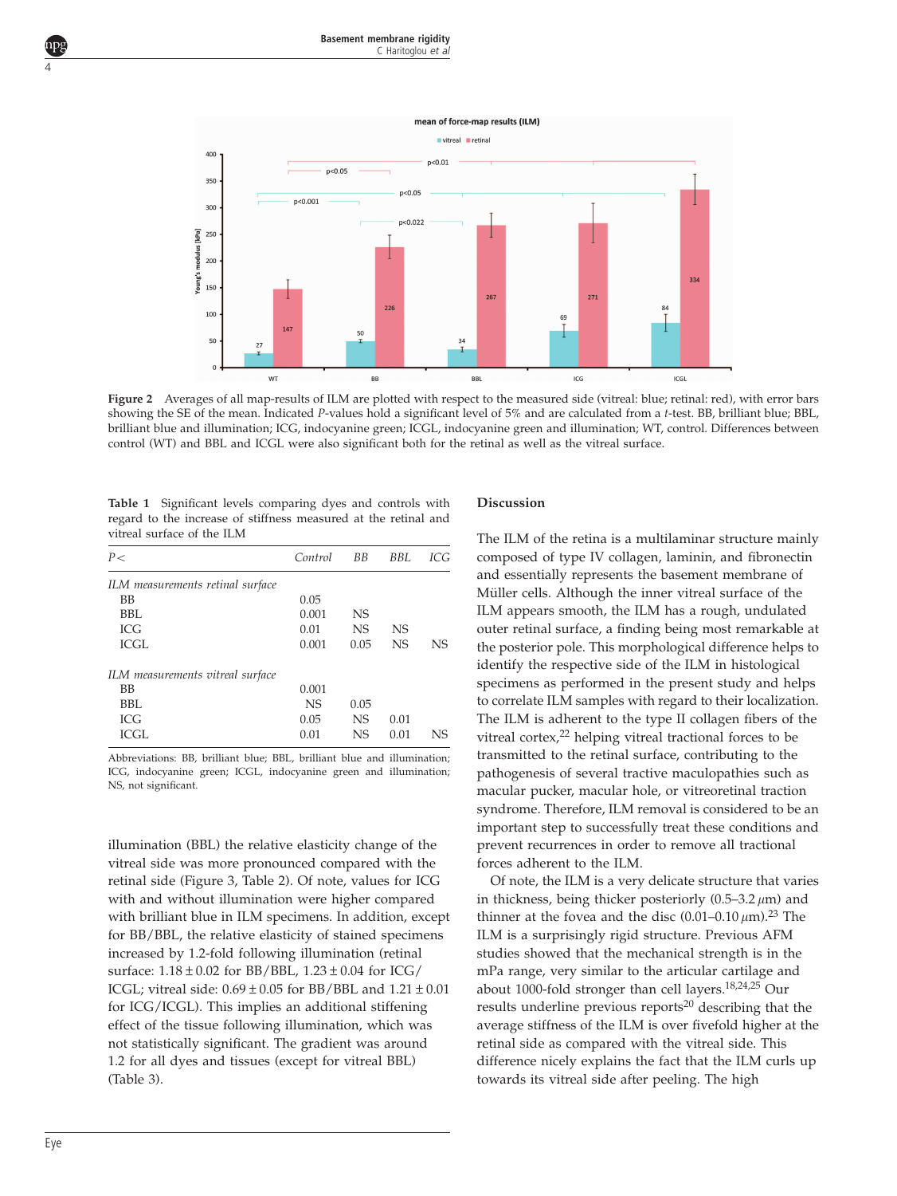**Figure 2** Averages of all map-results of ILM are plotted with respect to the measured side (vitreal: blue; retinal: red), with error bars showing the SE of the mean. Indicated *P*-values hold a significant level of 5% and are calculated from a *t*-test. BB, brilliant blue; BBL, brilliant blue and illumination; ICG, indocyanine green; ICGL, indocyanine green and illumination; WT, control. Differences between control (WT) and BBL and ICGL were also significant both for the retinal as well as the vitreal surface.

**Table 1** Significant levels comparing dyes and controls with regard to the increase of stiffness measured at the retinal and vitreal surface of the ILM

| *P<* | *Control* | *BB* | *BBL* | *ICG* |
|---|---|---|---|---|
| *ILM measurements retinal surface* | | | | |
| BB | 0.05 | | | |
| BBL | 0.001 | NS | | |
| ICG | 0.01 | NS | NS | |
| ICGL | 0.001 | 0.05 | NS | NS |
| *ILM measurements vitreal surface* | | | | |
| BB | 0.001 | | | |
| BBL | NS | 0.05 | | |
| ICG | 0.05 | NS | 0.01 | |
| ICGL | 0.01 | NS | 0.01 | NS |

Abbreviations: BB, brilliant blue; BBL, brilliant blue and illumination; ICG, indocyanine green; ICGL, indocyanine green and illumination; NS, not significant.

illumination (BBL) the relative elasticity change of the vitreal side was more pronounced compared with the retinal side (Figure 3, Table 2). Of note, values for ICG with and without illumination were higher compared with brilliant blue in ILM specimens. In addition, except for BB/BBL, the relative elasticity of stained specimens increased by 1.2-fold following illumination (retinal surface: $1.18 \pm 0.02$ for BB/BBL, $1.23 \pm 0.04$ for ICG/ICGL; vitreal side: $0.69 \pm 0.05$ for BB/BBL and $1.21 \pm 0.01$ for ICG/ICGL). This implies an additional stiffening effect of the tissue following illumination, which was not statistically significant. The gradient was around 1.2 for all dyes and tissues (except for vitreal BBL) (Table 3).

## Discussion

The ILM of the retina is a multilaminar structure mainly composed of type IV collagen, laminin, and fibronectin and essentially represents the basement membrane of Müller cells. Although the inner vitreal surface of the ILM appears smooth, the ILM has a rough, undulated outer retinal surface, a finding being most remarkable at the posterior pole. This morphological difference helps to identify the respective side of the ILM in histological specimens as performed in the present study and helps to correlate ILM samples with regard to their localization. The ILM is adherent to the type II collagen fibers of the vitreal cortex,[22] helping vitreal tractional forces to be transmitted to the retinal surface, contributing to the pathogenesis of several tractive maculopathies such as macular pucker, macular hole, or vitreoretinal traction syndrome. Therefore, ILM removal is considered to be an important step to successfully treat these conditions and prevent recurrences in order to remove all tractional forces adherent to the ILM.

Of note, the ILM is a very delicate structure that varies in thickness, being thicker posteriorly (0.5–3.2 $\mu$m) and thinner at the fovea and the disc (0.01–0.10 $\mu$m).[23] The ILM is a surprisingly rigid structure. Previous AFM studies showed that the mechanical strength is in the mPa range, very similar to the articular cartilage and about 1000-fold stronger than cell layers.[18,24,25] Our results underline previous reports[20] describing that the average stiffness of the ILM is over fivefold higher at the retinal side as compared with the vitreal side. This difference nicely explains the fact that the ILM curls up towards its vitreal side after peeling. The high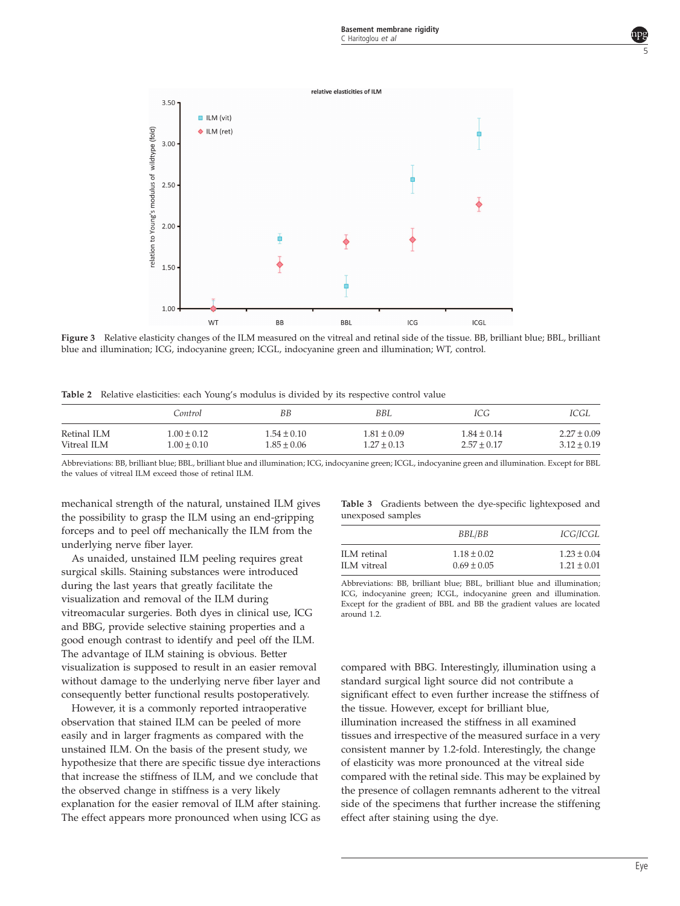relative elasticities of ILM

3.50

3.00

2.50

2.00

1.50

1.00

relation to Young's modulus of wildtype (fold)

ILM (vit)

ILM (ret)

WT

BB

BBL

ICG

ICGL

**Figure 3** Relative elasticity changes of the ILM measured on the vitreal and retinal side of the tissue. BB, brilliant blue; BBL, brilliant blue and illumination; ICG, indocyanine green; ICGL, indocyanine green and illumination; WT, control.

**Table 2** Relative elasticities: each Young's modulus is divided by its respective control value

| | *Control* | *BB* | *BBL* | *ICG* | *ICGL* |
|---|---|---|---|---|---|
| Retinal ILM | $1.00 \pm 0.12$ | $1.54 \pm 0.10$ | $1.81 \pm 0.09$ | $1.84 \pm 0.14$ | $2.27 \pm 0.09$ |
| Vitreal ILM | $1.00 \pm 0.10$ | $1.85 \pm 0.06$ | $1.27 \pm 0.13$ | $2.57 \pm 0.17$ | $3.12 \pm 0.19$ |

Abbreviations: BB, brilliant blue; BBL, brilliant blue and illumination; ICG, indocyanine green; ICGL, indocyanine green and illumination. Except for BBL the values of vitreal ILM exceed those of retinal ILM.

mechanical strength of the natural, unstained ILM gives the possibility to grasp the ILM using an end-gripping forceps and to peel off mechanically the ILM from the underlying nerve fiber layer.

As unaided, unstained ILM peeling requires great surgical skills. Staining substances were introduced during the last years that greatly facilitate the visualization and removal of the ILM during vitreomacular surgeries. Both dyes in clinical use, ICG and BBG, provide selective staining properties and a good enough contrast to identify and peel off the ILM. The advantage of ILM staining is obvious. Better visualization is supposed to result in an easier removal without damage to the underlying nerve fiber layer and consequently better functional results postoperatively.

However, it is a commonly reported intraoperative observation that stained ILM can be peeled of more easily and in larger fragments as compared with the unstained ILM. On the basis of the present study, we hypothesize that there are specific tissue dye interactions that increase the stiffness of ILM, and we conclude that the observed change in stiffness is a very likely explanation for the easier removal of ILM after staining. The effect appears more pronounced when using ICG as compared with BBG. Interestingly, illumination using a standard surgical light source did not contribute a significant effect to even further increase the stiffness of the tissue. However, except for brilliant blue, illumination increased the stiffness in all examined tissues and irrespective of the measured surface in a very consistent manner by 1.2-fold. Interestingly, the change of elasticity was more pronounced at the vitreal side compared with the retinal side. This may be explained by the presence of collagen remnants adherent to the vitreal side of the specimens that further increase the stiffening effect after staining using the dye.

**Table 3** Gradients between the dye-specific lightexposed and unexposed samples

| | *BBL/BB* | *ICG/ICGL* |
|---|---|---|
| ILM retinal | $1.18 \pm 0.02$ | $1.23 \pm 0.04$ |
| ILM vitreal | $0.69 \pm 0.05$ | $1.21 \pm 0.01$ |

Abbreviations: BB, brilliant blue; BBL, brilliant blue and illumination; ICG, indocyanine green; ICGL, indocyanine green and illumination. Except for the gradient of BBL and BB the gradient values are located around 1.2.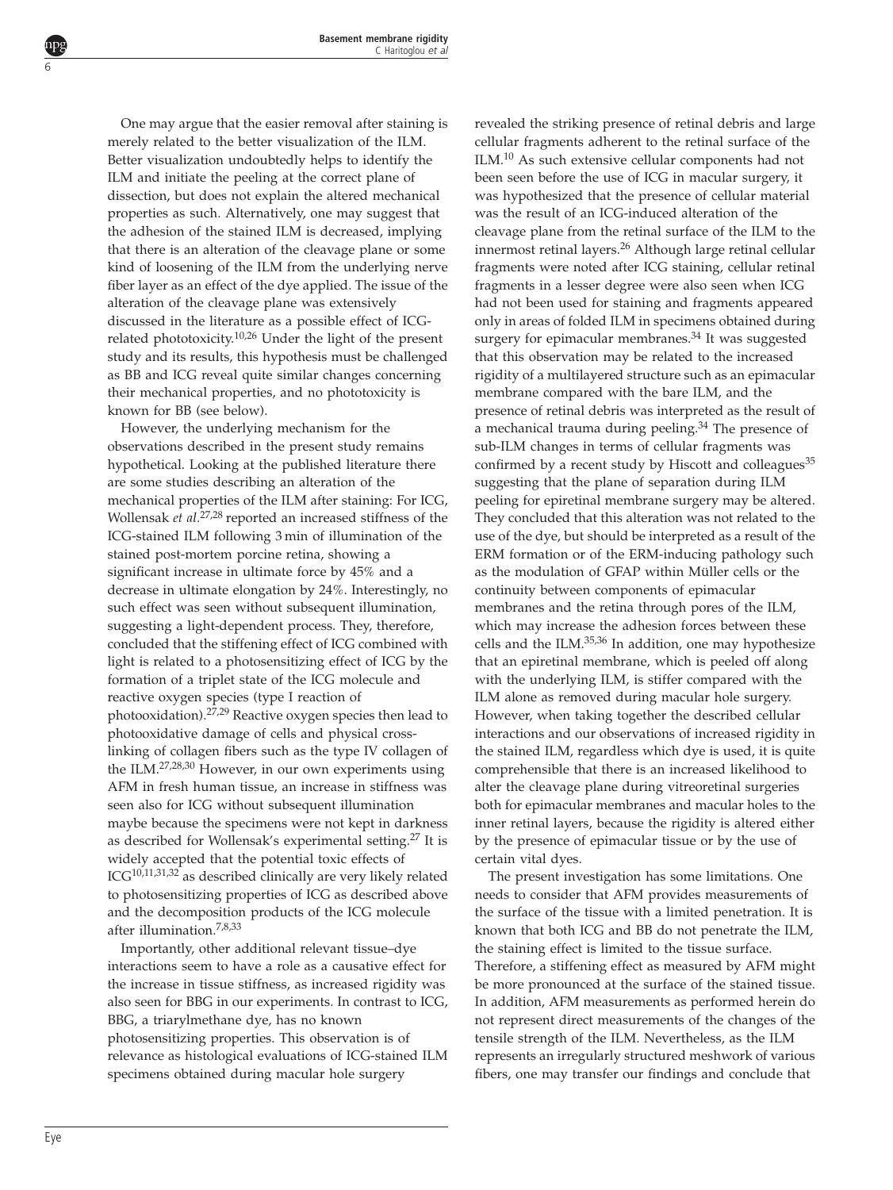One may argue that the easier removal after staining is merely related to the better visualization of the ILM. Better visualization undoubtedly helps to identify the ILM and initiate the peeling at the correct plane of dissection, but does not explain the altered mechanical properties as such. Alternatively, one may suggest that the adhesion of the stained ILM is decreased, implying that there is an alteration of the cleavage plane or some kind of loosening of the ILM from the underlying nerve fiber layer as an effect of the dye applied. The issue of the alteration of the cleavage plane was extensively discussed in the literature as a possible effect of ICG-related phototoxicity.[10,26] Under the light of the present study and its results, this hypothesis must be challenged as BB and ICG reveal quite similar changes concerning their mechanical properties, and no phototoxicity is known for BB (see below).

However, the underlying mechanism for the observations described in the present study remains hypothetical. Looking at the published literature there are some studies describing an alteration of the mechanical properties of the ILM after staining: For ICG, Wollensak *et al*.[27,28] reported an increased stiffness of the ICG-stained ILM following 3 min of illumination of the stained post-mortem porcine retina, showing a significant increase in ultimate force by 45% and a decrease in ultimate elongation by 24%. Interestingly, no such effect was seen without subsequent illumination, suggesting a light-dependent process. They, therefore, concluded that the stiffening effect of ICG combined with light is related to a photosensitizing effect of ICG by the formation of a triplet state of the ICG molecule and reactive oxygen species (type I reaction of photooxidation).[27,29] Reactive oxygen species then lead to photooxidative damage of cells and physical cross-linking of collagen fibers such as the type IV collagen of the ILM.[27,28,30] However, in our own experiments using AFM in fresh human tissue, an increase in stiffness was seen also for ICG without subsequent illumination maybe because the specimens were not kept in darkness as described for Wollensak's experimental setting.[27] It is widely accepted that the potential toxic effects of ICG[10,11,31,32] as described clinically are very likely related to photosensitizing properties of ICG as described above and the decomposition products of the ICG molecule after illumination.[7,8,33]

Importantly, other additional relevant tissue–dye interactions seem to have a role as a causative effect for the increase in tissue stiffness, as increased rigidity was also seen for BBG in our experiments. In contrast to ICG, BBG, a triarylmethane dye, has no known photosensitizing properties. This observation is of relevance as histological evaluations of ICG-stained ILM specimens obtained during macular hole surgery revealed the striking presence of retinal debris and large cellular fragments adherent to the retinal surface of the ILM.[10] As such extensive cellular components had not been seen before the use of ICG in macular surgery, it was hypothesized that the presence of cellular material was the result of an ICG-induced alteration of the cleavage plane from the retinal surface of the ILM to the innermost retinal layers.[26] Although large retinal cellular fragments were noted after ICG staining, cellular retinal fragments in a lesser degree were also seen when ICG had not been used for staining and fragments appeared only in areas of folded ILM in specimens obtained during surgery for epimacular membranes.[34] It was suggested that this observation may be related to the increased rigidity of a multilayered structure such as an epimacular membrane compared with the bare ILM, and the presence of retinal debris was interpreted as the result of a mechanical trauma during peeling.[34] The presence of sub-ILM changes in terms of cellular fragments was confirmed by a recent study by Hiscott and colleagues[35] suggesting that the plane of separation during ILM peeling for epiretinal membrane surgery may be altered. They concluded that this alteration was not related to the use of the dye, but should be interpreted as a result of the ERM formation or of the ERM-inducing pathology such as the modulation of GFAP within Müller cells or the continuity between components of epimacular membranes and the retina through pores of the ILM, which may increase the adhesion forces between these cells and the ILM.[35,36] In addition, one may hypothesize that an epiretinal membrane, which is peeled off along with the underlying ILM, is stiffer compared with the ILM alone as removed during macular hole surgery. However, when taking together the described cellular interactions and our observations of increased rigidity in the stained ILM, regardless which dye is used, it is quite comprehensible that there is an increased likelihood to alter the cleavage plane during vitreoretinal surgeries both for epimacular membranes and macular holes to the inner retinal layers, because the rigidity is altered either by the presence of epimacular tissue or by the use of certain vital dyes.

The present investigation has some limitations. One needs to consider that AFM provides measurements of the surface of the tissue with a limited penetration. It is known that both ICG and BB do not penetrate the ILM, the staining effect is limited to the tissue surface. Therefore, a stiffening effect as measured by AFM might be more pronounced at the surface of the stained tissue. In addition, AFM measurements as performed herein do not represent direct measurements of the changes of the tensile strength of the ILM. Nevertheless, as the ILM represents an irregularly structured meshwork of various fibers, one may transfer our findings and conclude that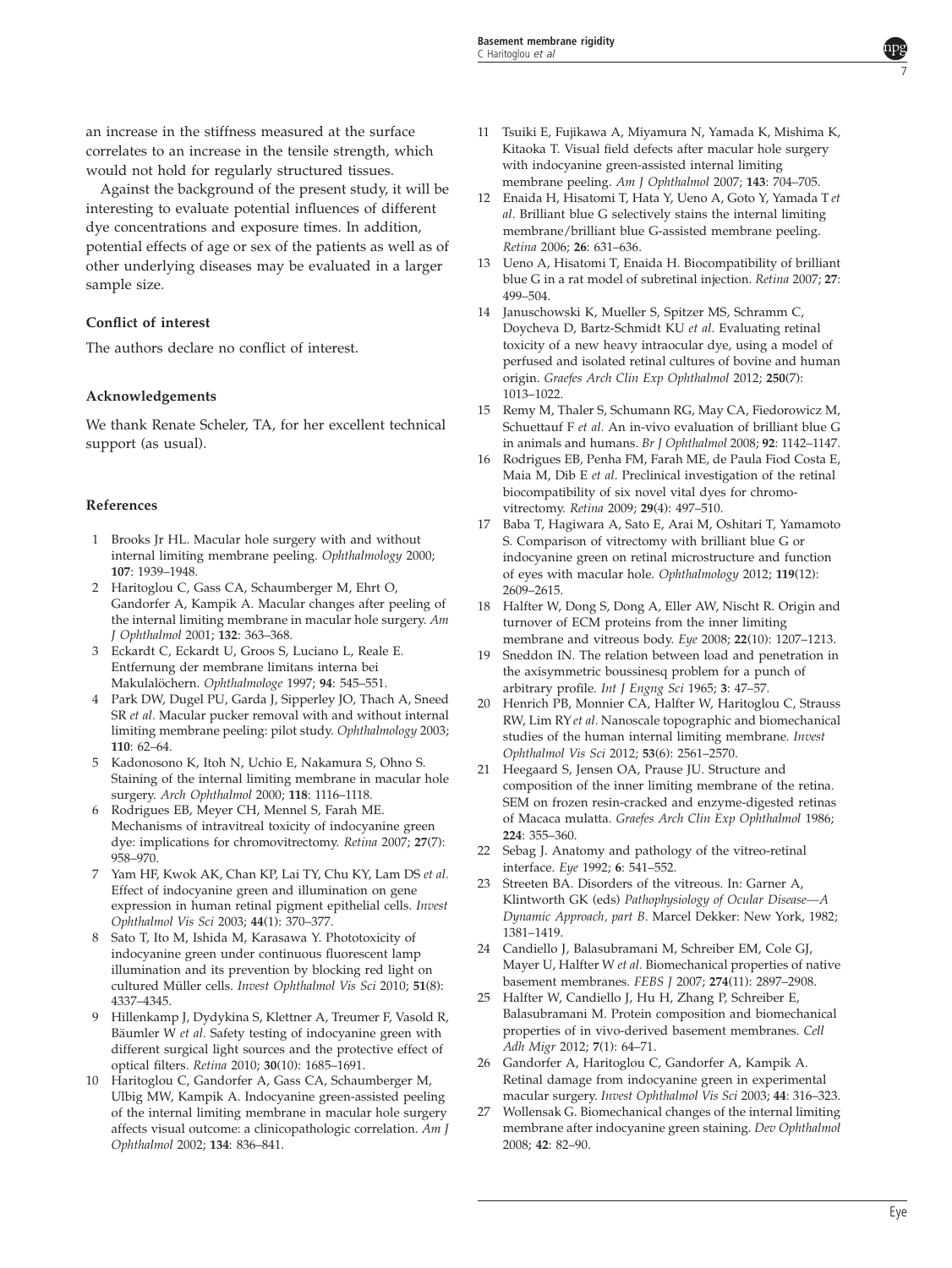an increase in the stiffness measured at the surface correlates to an increase in the tensile strength, which would not hold for regularly structured tissues.

Against the background of the present study, it will be interesting to evaluate potential influences of different dye concentrations and exposure times. In addition, potential effects of age or sex of the patients as well as of other underlying diseases may be evaluated in a larger sample size.

### Conflict of interest

The authors declare no conflict of interest.

### Acknowledgements

We thank Renate Scheler, TA, for her excellent technical support (as usual).

### References

1. Brooks Jr HL. Macular hole surgery with and without internal limiting membrane peeling. *Ophthalmology* 2000; **107**: 1939–1948.
2. Haritoglou C, Gass CA, Schaumberger M, Ehrt O, Gandorfer A, Kampik A. Macular changes after peeling of the internal limiting membrane in macular hole surgery. *Am J Ophthalmol* 2001; **132**: 363–368.
3. Eckardt C, Eckardt U, Groos S, Luciano L, Reale E. Entfernung der membrane limitans interna bei Makulalöchern. *Ophthalmologe* 1997; **94**: 545–551.
4. Park DW, Dugel PU, Garda J, Sipperley JO, Thach A, Sneed SR *et al.* Macular pucker removal with and without internal limiting membrane peeling: pilot study. *Ophthalmology* 2003; **110**: 62–64.
5. Kadonosono K, Itoh N, Uchio E, Nakamura S, Ohno S. Staining of the internal limiting membrane in macular hole surgery. *Arch Ophthalmol* 2000; **118**: 1116–1118.
6. Rodrigues EB, Meyer CH, Mennel S, Farah ME. Mechanisms of intravitreal toxicity of indocyanine green dye: implications for chromovitrectomy. *Retina* 2007; **27**(7): 958–970.
7. Yam HF, Kwok AK, Chan KP, Lai TY, Chu KY, Lam DS *et al.* Effect of indocyanine green and illumination on gene expression in human retinal pigment epithelial cells. *Invest Ophthalmol Vis Sci* 2003; **44**(1): 370–377.
8. Sato T, Ito M, Ishida M, Karasawa Y. Phototoxicity of indocyanine green under continuous fluorescent lamp illumination and its prevention by blocking red light on cultured Müller cells. *Invest Ophthalmol Vis Sci* 2010; **51**(8): 4337–4345.
9. Hillenkamp J, Dydykina S, Klettner A, Treumer F, Vasold R, Bäumler W *et al.* Safety testing of indocyanine green with different surgical light sources and the protective effect of optical filters. *Retina* 2010; **30**(10): 1685–1691.
10. Haritoglou C, Gandorfer A, Gass CA, Schaumberger M, Ulbig MW, Kampik A. Indocyanine green-assisted peeling of the internal limiting membrane in macular hole surgery affects visual outcome: a clinicopathologic correlation. *Am J Ophthalmol* 2002; **134**: 836–841.
11. Tsuiki E, Fujikawa A, Miyamura N, Yamada K, Mishima K, Kitaoka T. Visual field defects after macular hole surgery with indocyanine green-assisted internal limiting membrane peeling. *Am J Ophthalmol* 2007; **143**: 704–705.
12. Enaida H, Hisatomi T, Hata Y, Ueno A, Goto Y, Yamada T *et al.* Brilliant blue G selectively stains the internal limiting membrane/brilliant blue G-assisted membrane peeling. *Retina* 2006; **26**: 631–636.
13. Ueno A, Hisatomi T, Enaida H. Biocompatibility of brilliant blue G in a rat model of subretinal injection. *Retina* 2007; **27**: 499–504.
14. Januschowski K, Mueller S, Spitzer MS, Schramm C, Doycheva D, Bartz-Schmidt KU *et al.* Evaluating retinal toxicity of a new heavy intraocular dye, using a model of perfused and isolated retinal cultures of bovine and human origin. *Graefes Arch Clin Exp Ophthalmol* 2012; **250**(7): 1013–1022.
15. Remy M, Thaler S, Schumann RG, May CA, Fiedorowicz M, Schuettauf F *et al.* An in-vivo evaluation of brilliant blue G in animals and humans. *Br J Ophthalmol* 2008; **92**: 1142–1147.
16. Rodrigues EB, Penha FM, Farah ME, de Paula Fiod Costa E, Maia M, Dib E *et al.* Preclinical investigation of the retinal biocompatibility of six novel vital dyes for chromovitrectomy. *Retina* 2009; **29**(4): 497–510.
17. Baba T, Hagiwara A, Sato E, Arai M, Oshitari T, Yamamoto S. Comparison of vitrectomy with brilliant blue G or indocyanine green on retinal microstructure and function of eyes with macular hole. *Ophthalmology* 2012; **119**(12): 2609–2615.
18. Halfter W, Dong S, Dong A, Eller AW, Nischt R. Origin and turnover of ECM proteins from the inner limiting membrane and vitreous body. *Eye* 2008; **22**(10): 1207–1213.
19. Sneddon IN. The relation between load and penetration in the axisymmetric boussinesq problem for a punch of arbitrary profile. *Int J Engng Sci* 1965; **3**: 47–57.
20. Henrich PB, Monnier CA, Halfter W, Haritoglou C, Strauss RW, Lim RY *et al.* Nanoscale topographic and biomechanical studies of the human internal limiting membrane. *Invest Ophthalmol Vis Sci* 2012; **53**(6): 2561–2570.
21. Heegaard S, Jensen OA, Prause JU. Structure and composition of the inner limiting membrane of the retina. SEM on frozen resin-cracked and enzyme-digested retinas of Macaca mulatta. *Graefes Arch Clin Exp Ophthalmol* 1986; **224**: 355–360.
22. Sebag J. Anatomy and pathology of the vitreo-retinal interface. *Eye* 1992; **6**: 541–552.
23. Streeten BA. Disorders of the vitreous. In: Garner A, Klintworth GK (eds) *Pathophysiology of Ocular Disease—A Dynamic Approach, part B*. Marcel Dekker: New York, 1982; 1381–1419.
24. Candiello J, Balasubramani M, Schreiber EM, Cole GJ, Mayer U, Halfter W *et al.* Biomechanical properties of native basement membranes. *FEBS J* 2007; **274**(11): 2897–2908.
25. Halfter W, Candiello J, Hu H, Zhang P, Schreiber E, Balasubramani M. Protein composition and biomechanical properties of in vivo-derived basement membranes. *Cell Adh Migr* 2012; **7**(1): 64–71.
26. Gandorfer A, Haritoglou C, Gandorfer A, Kampik A. Retinal damage from indocyanine green in experimental macular surgery. *Invest Ophthalmol Vis Sci* 2003; **44**: 316–323.
27. Wollensak G. Biomechanical changes of the internal limiting membrane after indocyanine green staining. *Dev Ophthalmol* 2008; **42**: 82–90.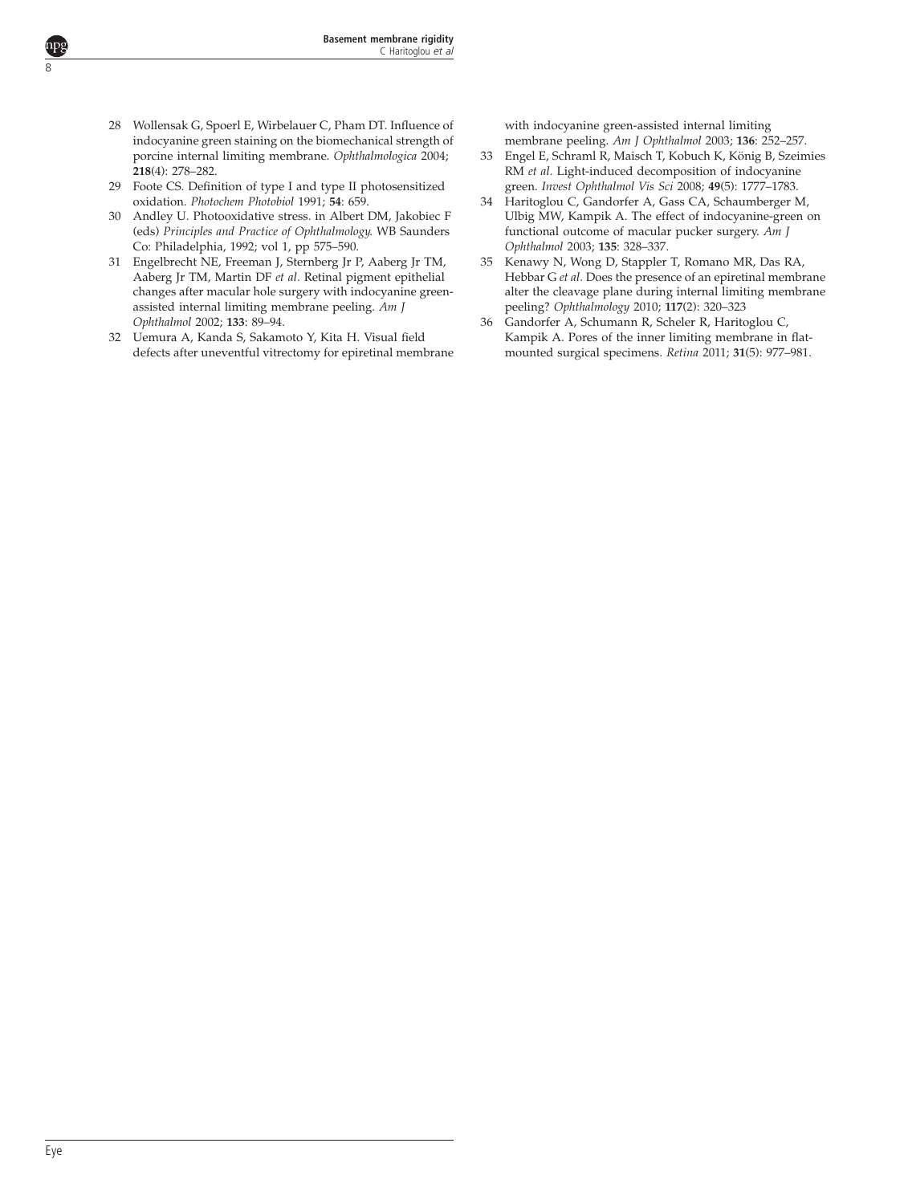28 Wollensak G, Spoerl E, Wirbelauer C, Pham DT. Influence of indocyanine green staining on the biomechanical strength of porcine internal limiting membrane. *Ophthalmologica* 2004; **218**(4): 278–282.

29 Foote CS. Definition of type I and type II photosensitized oxidation. *Photochem Photobiol* 1991; **54**: 659.

30 Andley U. Photooxidative stress. in Albert DM, Jakobiec F (eds) *Principles and Practice of Ophthalmology.* WB Saunders Co: Philadelphia, 1992; vol 1, pp 575–590.

31 Engelbrecht NE, Freeman J, Sternberg Jr P, Aaberg Jr TM, Aaberg Jr TM, Martin DF *et al.* Retinal pigment epithelial changes after macular hole surgery with indocyanine green-assisted internal limiting membrane peeling. *Am J Ophthalmol* 2002; **133**: 89–94.

32 Uemura A, Kanda S, Sakamoto Y, Kita H. Visual field defects after uneventful vitrectomy for epiretinal membrane with indocyanine green-assisted internal limiting membrane peeling. *Am J Ophthalmol* 2003; **136**: 252–257.

33 Engel E, Schraml R, Maisch T, Kobuch K, König B, Szeimies RM *et al.* Light-induced decomposition of indocyanine green. *Invest Ophthalmol Vis Sci* 2008; **49**(5): 1777–1783.

34 Haritoglou C, Gandorfer A, Gass CA, Schaumberger M, Ulbig MW, Kampik A. The effect of indocyanine-green on functional outcome of macular pucker surgery. *Am J Ophthalmol* 2003; **135**: 328–337.

35 Kenawy N, Wong D, Stappler T, Romano MR, Das RA, Hebbar G *et al.* Does the presence of an epiretinal membrane alter the cleavage plane during internal limiting membrane peeling? *Ophthalmology* 2010; **117**(2): 320–323

36 Gandorfer A, Schumann R, Scheler R, Haritoglou C, Kampik A. Pores of the inner limiting membrane in flat-mounted surgical specimens. *Retina* 2011; **31**(5): 977–981.